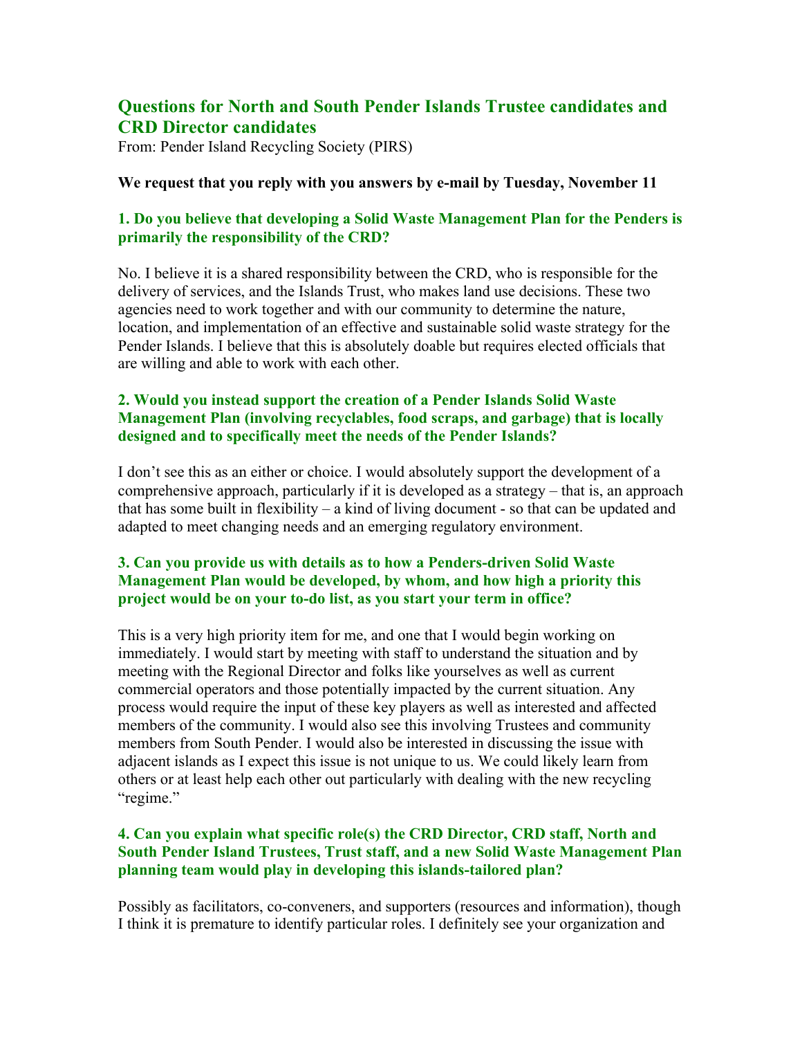# Questions for North and South Pender Islands Trustee candidates and CRD Director candidates

From: Pender Island Recycling Society (PIRS)

**We request that you reply with you answers by e-mail by Tuesday, November 11**

### 1. Do you believe that developing a Solid Waste Management Plan for the Penders is primarily the responsibility of the CRD?

No. I believe it is a shared responsibility between the CRD, who is responsible for the delivery of services, and the Islands Trust, who makes land use decisions. These two agencies need to work together and with our community to determine the nature, location, and implementation of an effective and sustainable solid waste strategy for the Pender Islands. I believe that this is absolutely doable but requires elected officials that are willing and able to work with each other.

### 2. Would you instead support the creation of a Pender Islands Solid Waste Management Plan (involving recyclables, food scraps, and garbage) that is locally designed and to specifically meet the needs of the Pender Islands?

I don't see this as an either or choice. I would absolutely support the development of a comprehensive approach, particularly if it is developed as a strategy – that is, an approach that has some built in flexibility – a kind of living document - so that can be updated and adapted to meet changing needs and an emerging regulatory environment.

### 3. Can you provide us with details as to how a Penders-driven Solid Waste Management Plan would be developed, by whom, and how high a priority this project would be on your to-do list, as you start your term in office?

This is a very high priority item for me, and one that I would begin working on immediately. I would start by meeting with staff to understand the situation and by meeting with the Regional Director and folks like yourselves as well as current commercial operators and those potentially impacted by the current situation. Any process would require the input of these key players as well as interested and affected members of the community. I would also see this involving Trustees and community members from South Pender. I would also be interested in discussing the issue with adjacent islands as I expect this issue is not unique to us. We could likely learn from others or at least help each other out particularly with dealing with the new recycling "regime."

### 4. Can you explain what specific role(s) the CRD Director, CRD staff, North and South Pender Island Trustees, Trust staff, and a new Solid Waste Management Plan planning team would play in developing this islands-tailored plan?

Possibly as facilitators, co-conveners, and supporters (resources and information), though I think it is premature to identify particular roles. I definitely see your organization and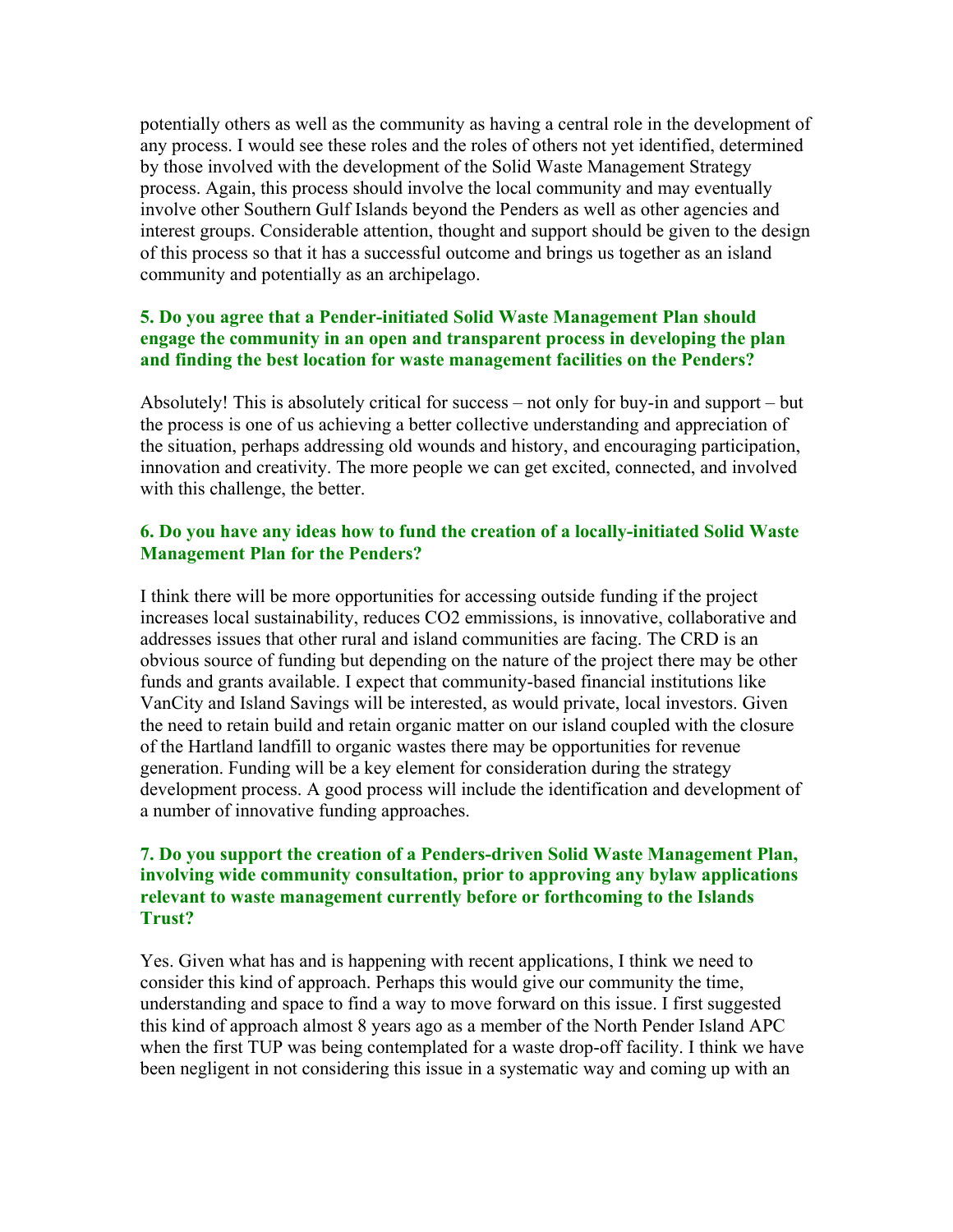potentially others as well as the community as having a central role in the development of any process. I would see these roles and the roles of others not yet identified, determined by those involved with the development of the Solid Waste Management Strategy process. Again, this process should involve the local community and may eventually involve other Southern Gulf Islands beyond the Penders as well as other agencies and interest groups. Considerable attention, thought and support should be given to the design of this process so that it has a successful outcome and brings us together as an island community and potentially as an archipelago.

**5. Do you agree that a Pender-initiated Solid Waste Management Plan should engage the community in an open and transparent process in developing the plan and finding the best location for waste management facilities on the Penders?**

Absolutely! This is absolutely critical for success – not only for buy-in and support – but the process is one of us achieving a better collective understanding and appreciation of the situation, perhaps addressing old wounds and history, and encouraging participation, innovation and creativity. The more people we can get excited, connected, and involved with this challenge, the better.

**6. Do you have any ideas how to fund the creation of a locally-initiated Solid Waste Management Plan for the Penders?**

I think there will be more opportunities for accessing outside funding if the project increases local sustainability, reduces CO2 emmissions, is innovative, collaborative and addresses issues that other rural and island communities are facing. The CRD is an obvious source of funding but depending on the nature of the project there may be other funds and grants available. I expect that community-based financial institutions like VanCity and Island Savings will be interested, as would private, local investors. Given the need to retain build and retain organic matter on our island coupled with the closure of the Hartland landfill to organic wastes there may be opportunities for revenue generation. Funding will be a key element for consideration during the strategy development process. A good process will include the identification and development of a number of innovative funding approaches.

**7. Do you support the creation of a Penders-driven Solid Waste Management Plan, involving wide community consultation, prior to approving any bylaw applications relevant to waste management currently before or forthcoming to the Islands Trust?**

Yes. Given what has and is happening with recent applications, I think we need to consider this kind of approach. Perhaps this would give our community the time, understanding and space to find a way to move forward on this issue. I first suggested this kind of approach almost 8 years ago as a member of the North Pender Island APC when the first TUP was being contemplated for a waste drop-off facility. I think we have been negligent in not considering this issue in a systematic way and coming up with an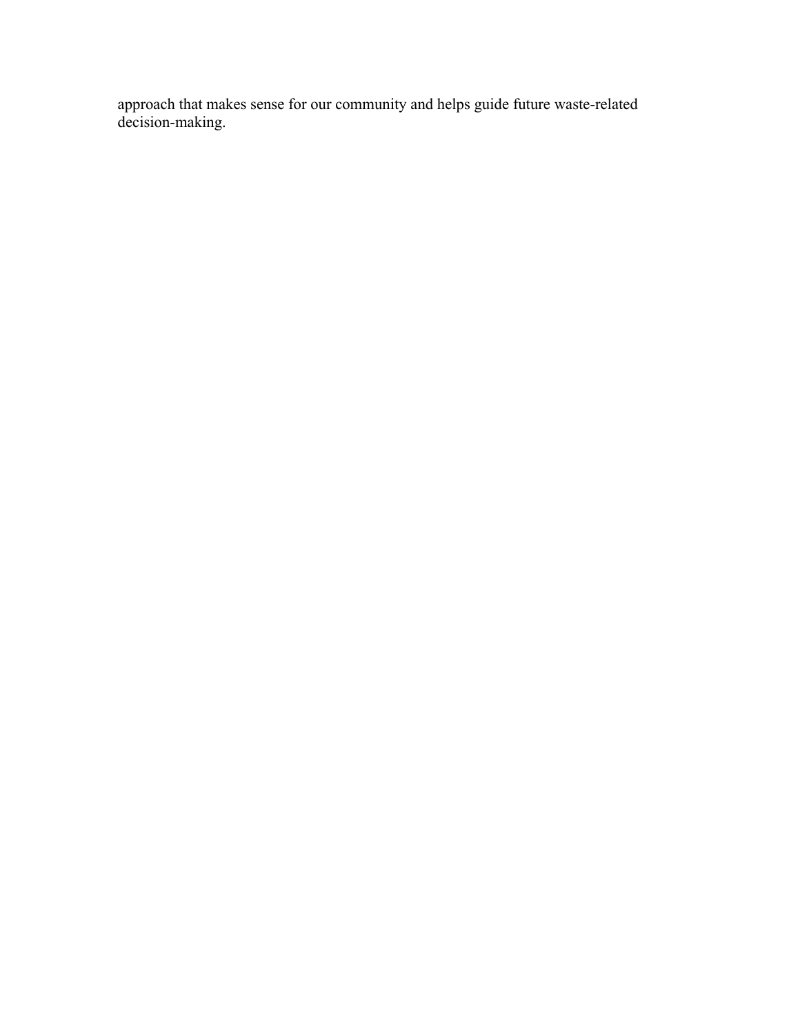approach that makes sense for our community and helps guide future waste-related decision-making.